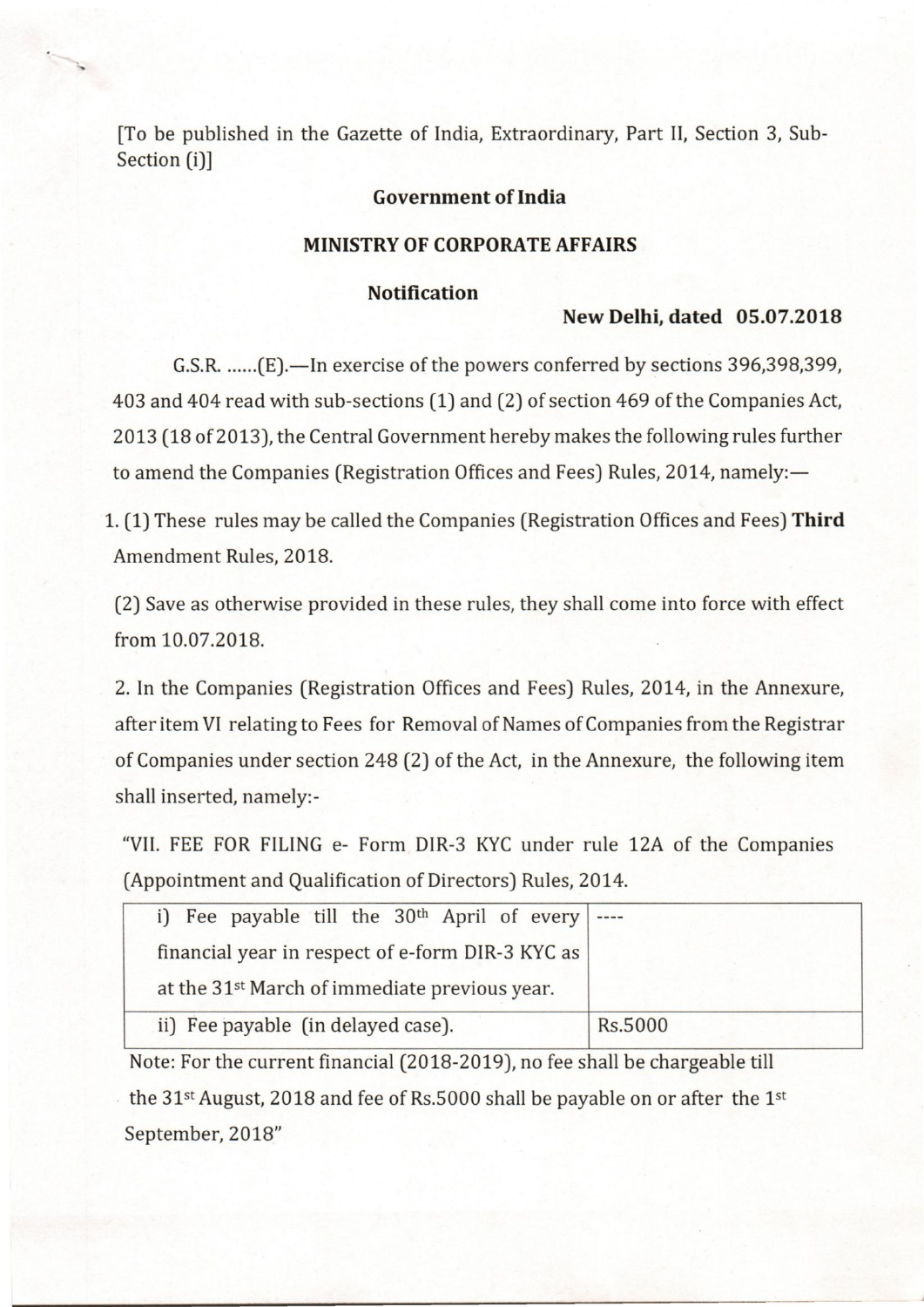[To be published in the Gazette of India, Extraordinary, Part II, Section 3, Sub-Section (i)]

**Government of India**

**MINISTRY OF CORPORATE AFFAIRS**

**Notification**

**New Delhi, dated 05.07.2018**

G.S.R. ......(E).—In exercise of the powers conferred by sections 396,398,399, 403 and 404 read with sub-sections (1) and (2) of section 469 of the Companies Act, 2013 (18 of 2013), the Central Government hereby makes the following rules further to amend the Companies (Registration Offices and Fees) Rules, 2014, namely:—

1. (1) These rules may be called the Companies (Registration Offices and Fees) **Third** Amendment Rules, 2018.

(2) Save as otherwise provided in these rules, they shall come into force with effect from 10.07.2018.

2. In the Companies (Registration Offices and Fees) Rules, 2014, in the Annexure, after item VI relating to Fees for Removal of Names of Companies from the Registrar of Companies under section 248 (2) of the Act, in the Annexure, the following item shall inserted, namely:-

"VII. FEE FOR FILING e- Form DIR-3 KYC under rule 12A of the Companies (Appointment and Qualification of Directors) Rules, 2014.

| | |
|---|---|
| i) Fee payable till the 30th April of every financial year in respect of e-form DIR-3 KYC as at the 31st March of immediate previous year. | ---- |
| ii) Fee payable (in delayed case). | Rs.5000 |

Note: For the current financial (2018-2019), no fee shall be chargeable till the 31st August, 2018 and fee of Rs.5000 shall be payable on or after the 1st September, 2018"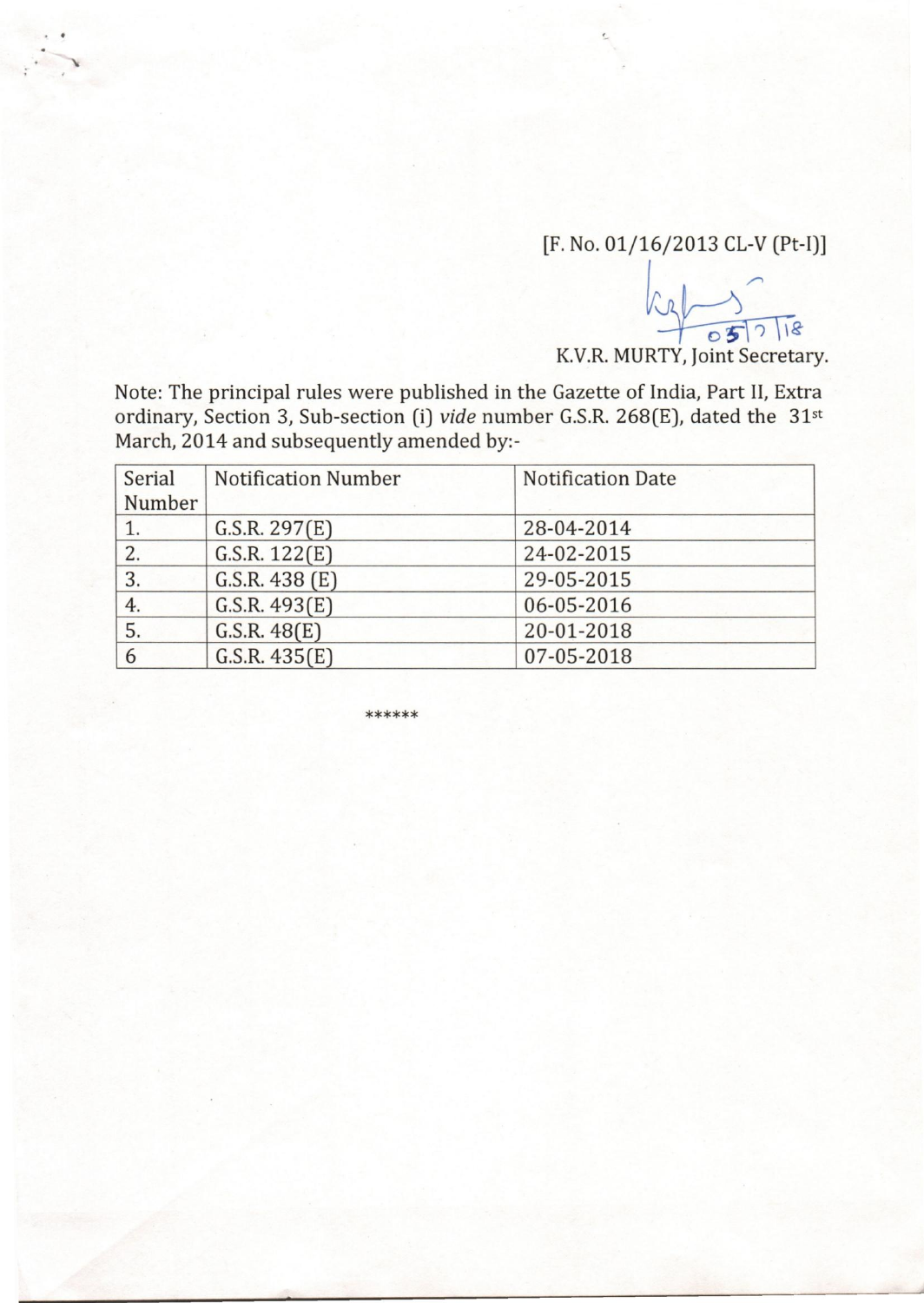[F. No. 01/16/2013 CL-V (Pt-I)]

05/7/18

K.V.R. MURTY, Joint Secretary.

Note: The principal rules were published in the Gazette of India, Part II, Extra ordinary, Section 3, Sub-section (i) *vide* number G.S.R. 268(E), dated the 31st March, 2014 and subsequently amended by:-

| Serial Number | Notification Number | Notification Date |
|---|---|---|
| 1. | G.S.R. 297(E) | 28-04-2014 |
| 2. | G.S.R. 122(E) | 24-02-2015 |
| 3. | G.S.R. 438 (E) | 29-05-2015 |
| 4. | G.S.R. 493(E) | 06-05-2016 |
| 5. | G.S.R. 48(E) | 20-01-2018 |
| 6 | G.S.R. 435(E) | 07-05-2018 |

******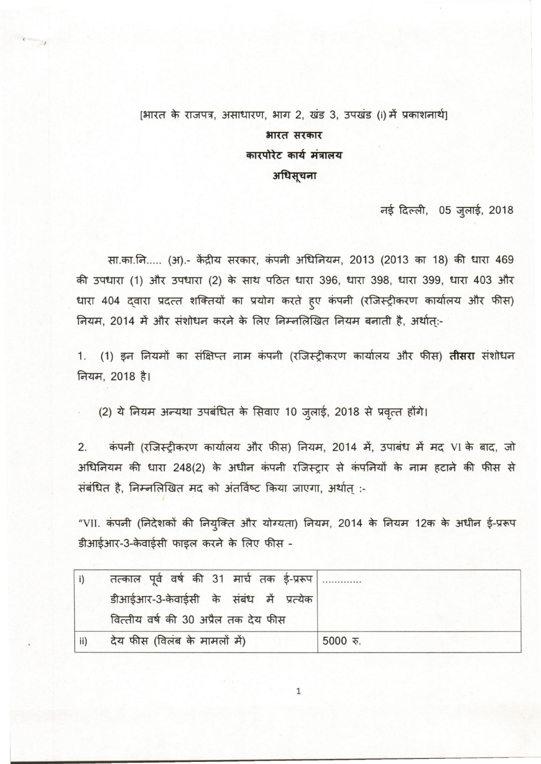[भारत के राजपत्र, असाधारण, भाग 2, खंड 3, उपखंड (i) में प्रकाशनार्थ]

**भारत सरकार**

**कारपोरेट कार्य मंत्रालय**

**अधिसूचना**

नई दिल्ली, 05 जुलाई, 2018

सा.का.नि..... (अ).- केंद्रीय सरकार, कंपनी अधिनियम, 2013 (2013 का 18) की धारा 469 की उपधारा (1) और उपधारा (2) के साथ पठित धारा 396, धारा 398, धारा 399, धारा 403 और धारा 404 द्वारा प्रदत्त शक्तियों का प्रयोग करते हुए कंपनी (रजिस्ट्रीकरण कार्यालय और फीस) नियम, 2014 में और संशोधन करने के लिए निम्नलिखित नियम बनाती है, अर्थात्:-

1. (1) इन नियमों का संक्षिप्त नाम कंपनी (रजिस्ट्रीकरण कार्यालय और फीस) **तीसरा** संशोधन नियम, 2018 है।

   (2) ये नियम अन्यथा उपबंधित के सिवाए 10 जुलाई, 2018 से प्रवृत्त होंगे।

2. कंपनी (रजिस्ट्रीकरण कार्यालय और फीस) नियम, 2014 में, उपाबंध में मद VI के बाद, जो अधिनियम की धारा 248(2) के अधीन कंपनी रजिस्ट्रार से कंपनियों के नाम हटाने की फीस से संबंधित है, निम्नलिखित मद को अंतर्विष्ट किया जाएगा, अर्थात् :-

"VII. कंपनी (निदेशकों की नियुक्ति और योग्यता) नियम, 2014 के नियम 12क के अधीन ई-प्ररूप डीआईआर-3-केवाईसी फाइल करने के लिए फीस -

| | | |
|---|---|---|
| i) | तत्काल पूर्व वर्ष की 31 मार्च तक ई-प्ररूप डीआईआर-3-केवाईसी के संबंध में प्रत्येक वित्तीय वर्ष की 30 अप्रैल तक देय फीस | ............ |
| ii) | देय फीस (विलंब के मामलों में) | 5000 रु. |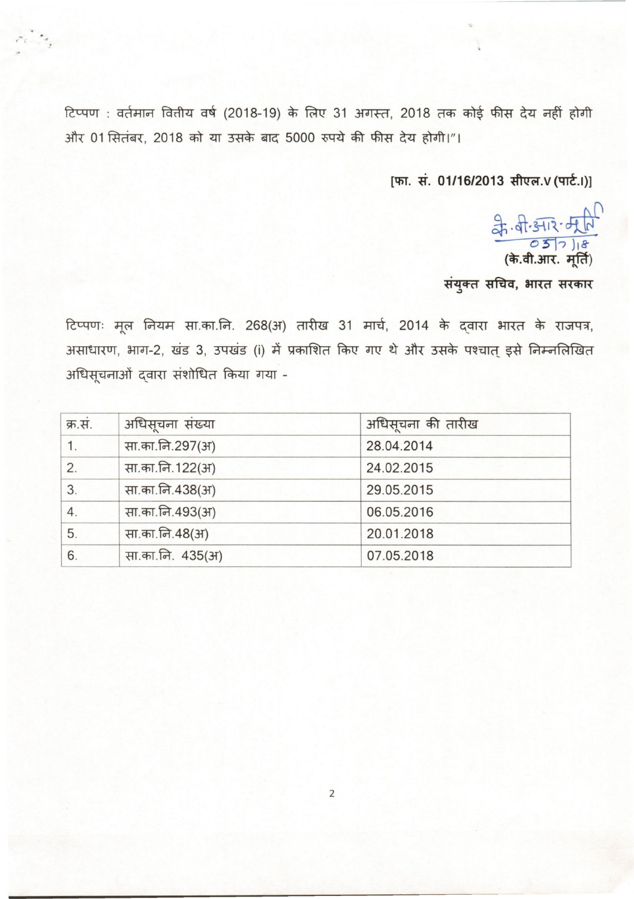टिप्पण : वर्तमान वित्तीय वर्ष (2018-19) के लिए 31 अगस्त, 2018 तक कोई फीस देय नहीं होगी और 01 सितंबर, 2018 को या उसके बाद 5000 रुपये की फीस देय होगी।"।

**[फा. सं. 01/16/2013 सीएल.V (पार्ट.I)]**

के.वी.आर. मूर्ति
03/7/18

**(के.वी.आर. मूर्ति)**

**संयुक्त सचिव, भारत सरकार**

टिप्पणः मूल नियम सा.का.नि. 268(अ) तारीख 31 मार्च, 2014 के द्वारा भारत के राजपत्र, असाधारण, भाग-2, खंड 3, उपखंड (i) में प्रकाशित किए गए थे और उसके पश्चात् इसे निम्नलिखित अधिसूचनाओं द्वारा संशोधित किया गया -

| क्र.सं. | अधिसूचना संख्या | अधिसूचना की तारीख |
|---|---|---|
| 1. | सा.का.नि.297(अ) | 28.04.2014 |
| 2. | सा.का.नि.122(अ) | 24.02.2015 |
| 3. | सा.का.नि.438(अ) | 29.05.2015 |
| 4. | सा.का.नि.493(अ) | 06.05.2016 |
| 5. | सा.का.नि.48(अ) | 20.01.2018 |
| 6. | सा.का.नि. 435(अ) | 07.05.2018 |